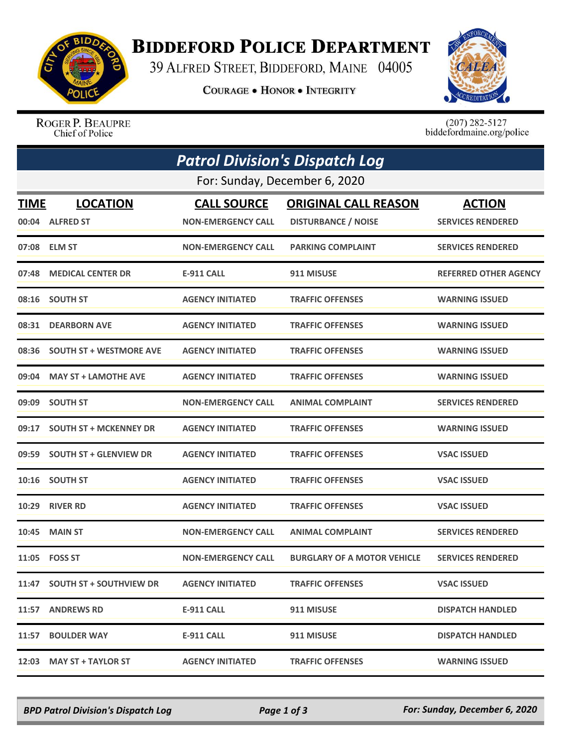# Biddeford Police Department

39 Alfred Street, Biddeford, Maine 04005

Courage • Honor • Integrity

Roger P. Beaupre
Chief of Police

(207) 282-5127
biddefordmaine.org/police

## Patrol Division's Dispatch Log

For: Sunday, December 6, 2020

| TIME | LOCATION | CALL SOURCE | ORIGINAL CALL REASON | ACTION |
|---|---|---|---|---|
| 00:04 | ALFRED ST | NON-EMERGENCY CALL | DISTURBANCE / NOISE | SERVICES RENDERED |
| 07:08 | ELM ST | NON-EMERGENCY CALL | PARKING COMPLAINT | SERVICES RENDERED |
| 07:48 | MEDICAL CENTER DR | E-911 CALL | 911 MISUSE | REFERRED OTHER AGENCY |
| 08:16 | SOUTH ST | AGENCY INITIATED | TRAFFIC OFFENSES | WARNING ISSUED |
| 08:31 | DEARBORN AVE | AGENCY INITIATED | TRAFFIC OFFENSES | WARNING ISSUED |
| 08:36 | SOUTH ST + WESTMORE AVE | AGENCY INITIATED | TRAFFIC OFFENSES | WARNING ISSUED |
| 09:04 | MAY ST + LAMOTHE AVE | AGENCY INITIATED | TRAFFIC OFFENSES | WARNING ISSUED |
| 09:09 | SOUTH ST | NON-EMERGENCY CALL | ANIMAL COMPLAINT | SERVICES RENDERED |
| 09:17 | SOUTH ST + MCKENNEY DR | AGENCY INITIATED | TRAFFIC OFFENSES | WARNING ISSUED |
| 09:59 | SOUTH ST + GLENVIEW DR | AGENCY INITIATED | TRAFFIC OFFENSES | VSAC ISSUED |
| 10:16 | SOUTH ST | AGENCY INITIATED | TRAFFIC OFFENSES | VSAC ISSUED |
| 10:29 | RIVER RD | AGENCY INITIATED | TRAFFIC OFFENSES | VSAC ISSUED |
| 10:45 | MAIN ST | NON-EMERGENCY CALL | ANIMAL COMPLAINT | SERVICES RENDERED |
| 11:05 | FOSS ST | NON-EMERGENCY CALL | BURGLARY OF A MOTOR VEHICLE | SERVICES RENDERED |
| 11:47 | SOUTH ST + SOUTHVIEW DR | AGENCY INITIATED | TRAFFIC OFFENSES | VSAC ISSUED |
| 11:57 | ANDREWS RD | E-911 CALL | 911 MISUSE | DISPATCH HANDLED |
| 11:57 | BOULDER WAY | E-911 CALL | 911 MISUSE | DISPATCH HANDLED |
| 12:03 | MAY ST + TAYLOR ST | AGENCY INITIATED | TRAFFIC OFFENSES | WARNING ISSUED |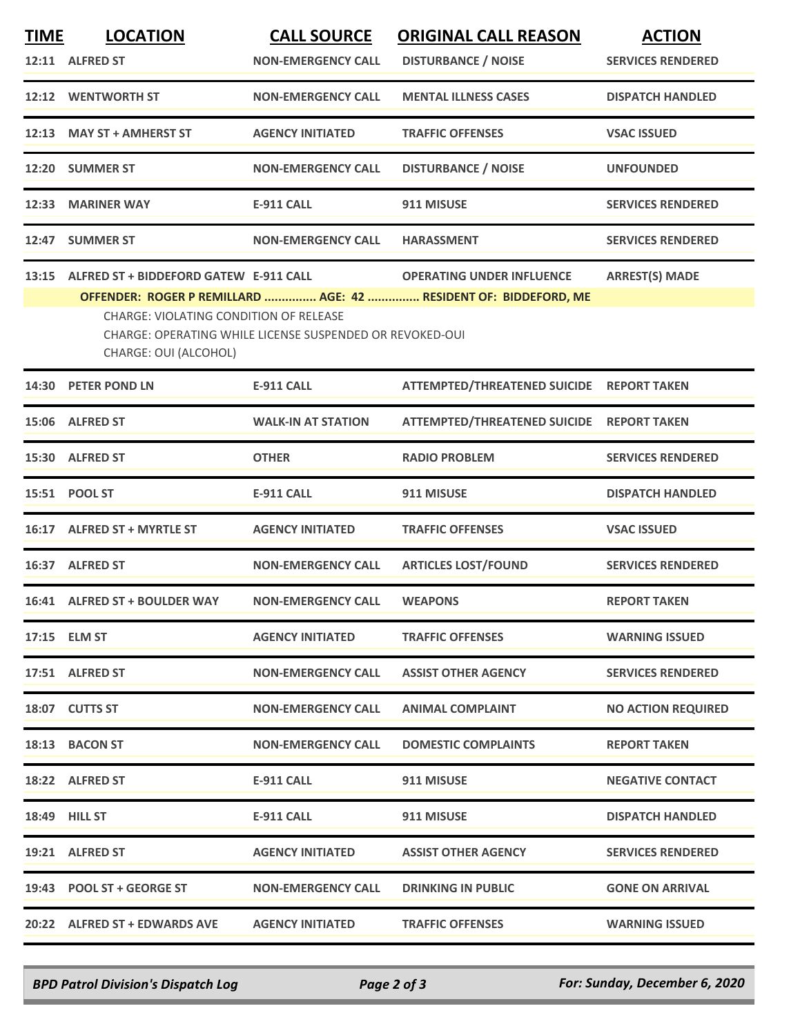| TIME | LOCATION | CALL SOURCE | ORIGINAL CALL REASON | ACTION |
|---|---|---|---|---|
| 12:11 | ALFRED ST | NON-EMERGENCY CALL | DISTURBANCE / NOISE | SERVICES RENDERED |
| 12:12 | WENTWORTH ST | NON-EMERGENCY CALL | MENTAL ILLNESS CASES | DISPATCH HANDLED |
| 12:13 | MAY ST + AMHERST ST | AGENCY INITIATED | TRAFFIC OFFENSES | VSAC ISSUED |
| 12:20 | SUMMER ST | NON-EMERGENCY CALL | DISTURBANCE / NOISE | UNFOUNDED |
| 12:33 | MARINER WAY | E-911 CALL | 911 MISUSE | SERVICES RENDERED |
| 12:47 | SUMMER ST | NON-EMERGENCY CALL | HARASSMENT | SERVICES RENDERED |
| 13:15 | ALFRED ST + BIDDEFORD GATEW | E-911 CALL | OPERATING UNDER INFLUENCE | ARREST(S) MADE |

**OFFENDER: ROGER P REMILLARD ............... AGE: 42 ............... RESIDENT OF: BIDDEFORD, ME**

CHARGE: VIOLATING CONDITION OF RELEASE
CHARGE: OPERATING WHILE LICENSE SUSPENDED OR REVOKED-OUI
CHARGE: OUI (ALCOHOL)

| TIME | LOCATION | CALL SOURCE | ORIGINAL CALL REASON | ACTION |
|---|---|---|---|---|
| 14:30 | PETER POND LN | E-911 CALL | ATTEMPTED/THREATENED SUICIDE | REPORT TAKEN |
| 15:06 | ALFRED ST | WALK-IN AT STATION | ATTEMPTED/THREATENED SUICIDE | REPORT TAKEN |
| 15:30 | ALFRED ST | OTHER | RADIO PROBLEM | SERVICES RENDERED |
| 15:51 | POOL ST | E-911 CALL | 911 MISUSE | DISPATCH HANDLED |
| 16:17 | ALFRED ST + MYRTLE ST | AGENCY INITIATED | TRAFFIC OFFENSES | VSAC ISSUED |
| 16:37 | ALFRED ST | NON-EMERGENCY CALL | ARTICLES LOST/FOUND | SERVICES RENDERED |
| 16:41 | ALFRED ST + BOULDER WAY | NON-EMERGENCY CALL | WEAPONS | REPORT TAKEN |
| 17:15 | ELM ST | AGENCY INITIATED | TRAFFIC OFFENSES | WARNING ISSUED |
| 17:51 | ALFRED ST | NON-EMERGENCY CALL | ASSIST OTHER AGENCY | SERVICES RENDERED |
| 18:07 | CUTTS ST | NON-EMERGENCY CALL | ANIMAL COMPLAINT | NO ACTION REQUIRED |
| 18:13 | BACON ST | NON-EMERGENCY CALL | DOMESTIC COMPLAINTS | REPORT TAKEN |
| 18:22 | ALFRED ST | E-911 CALL | 911 MISUSE | NEGATIVE CONTACT |
| 18:49 | HILL ST | E-911 CALL | 911 MISUSE | DISPATCH HANDLED |
| 19:21 | ALFRED ST | AGENCY INITIATED | ASSIST OTHER AGENCY | SERVICES RENDERED |
| 19:43 | POOL ST + GEORGE ST | NON-EMERGENCY CALL | DRINKING IN PUBLIC | GONE ON ARRIVAL |
| 20:22 | ALFRED ST + EDWARDS AVE | AGENCY INITIATED | TRAFFIC OFFENSES | WARNING ISSUED |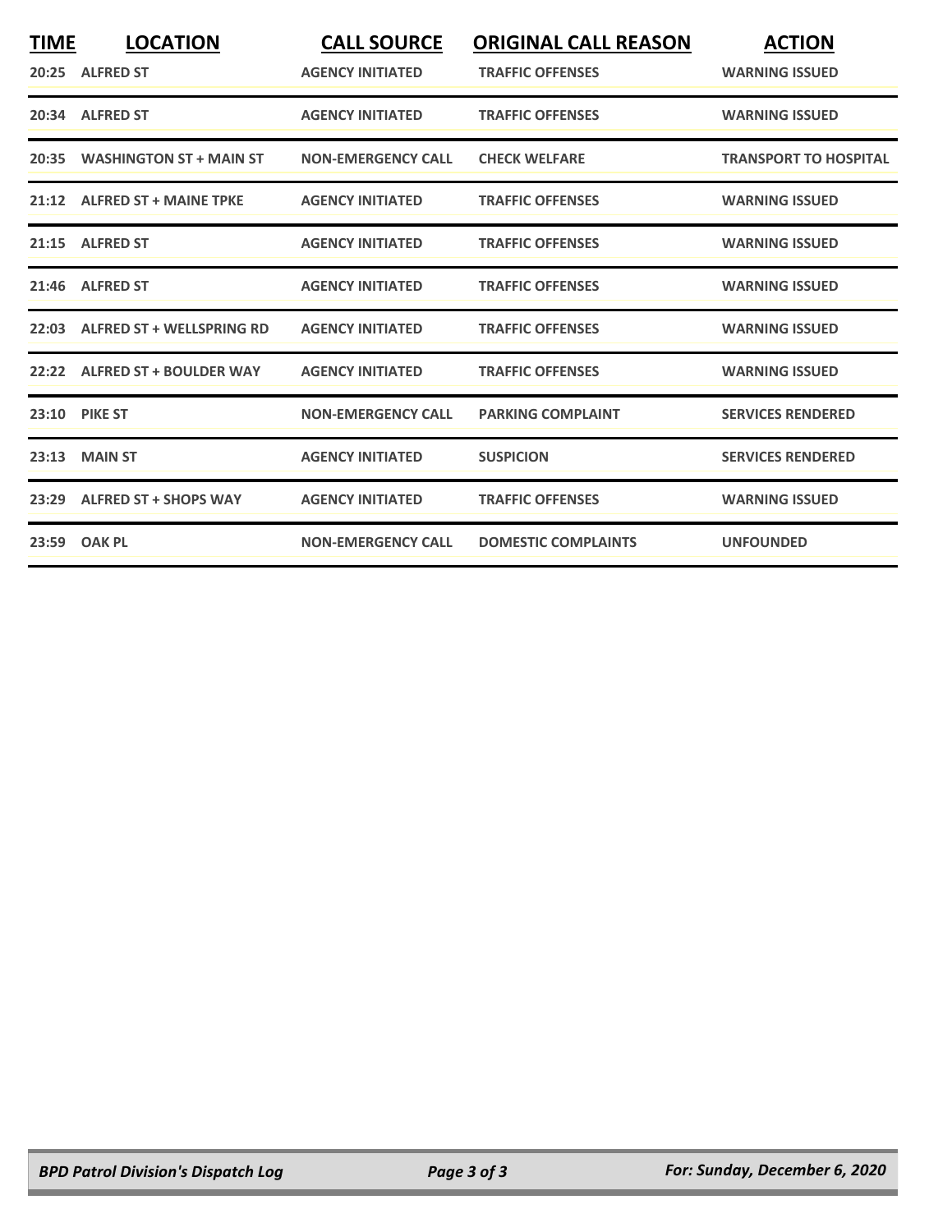| TIME | LOCATION | CALL SOURCE | ORIGINAL CALL REASON | ACTION |
|---|---|---|---|---|
| 20:25 | ALFRED ST | AGENCY INITIATED | TRAFFIC OFFENSES | WARNING ISSUED |
| 20:34 | ALFRED ST | AGENCY INITIATED | TRAFFIC OFFENSES | WARNING ISSUED |
| 20:35 | WASHINGTON ST + MAIN ST | NON-EMERGENCY CALL | CHECK WELFARE | TRANSPORT TO HOSPITAL |
| 21:12 | ALFRED ST + MAINE TPKE | AGENCY INITIATED | TRAFFIC OFFENSES | WARNING ISSUED |
| 21:15 | ALFRED ST | AGENCY INITIATED | TRAFFIC OFFENSES | WARNING ISSUED |
| 21:46 | ALFRED ST | AGENCY INITIATED | TRAFFIC OFFENSES | WARNING ISSUED |
| 22:03 | ALFRED ST + WELLSPRING RD | AGENCY INITIATED | TRAFFIC OFFENSES | WARNING ISSUED |
| 22:22 | ALFRED ST + BOULDER WAY | AGENCY INITIATED | TRAFFIC OFFENSES | WARNING ISSUED |
| 23:10 | PIKE ST | NON-EMERGENCY CALL | PARKING COMPLAINT | SERVICES RENDERED |
| 23:13 | MAIN ST | AGENCY INITIATED | SUSPICION | SERVICES RENDERED |
| 23:29 | ALFRED ST + SHOPS WAY | AGENCY INITIATED | TRAFFIC OFFENSES | WARNING ISSUED |
| 23:59 | OAK PL | NON-EMERGENCY CALL | DOMESTIC COMPLAINTS | UNFOUNDED |